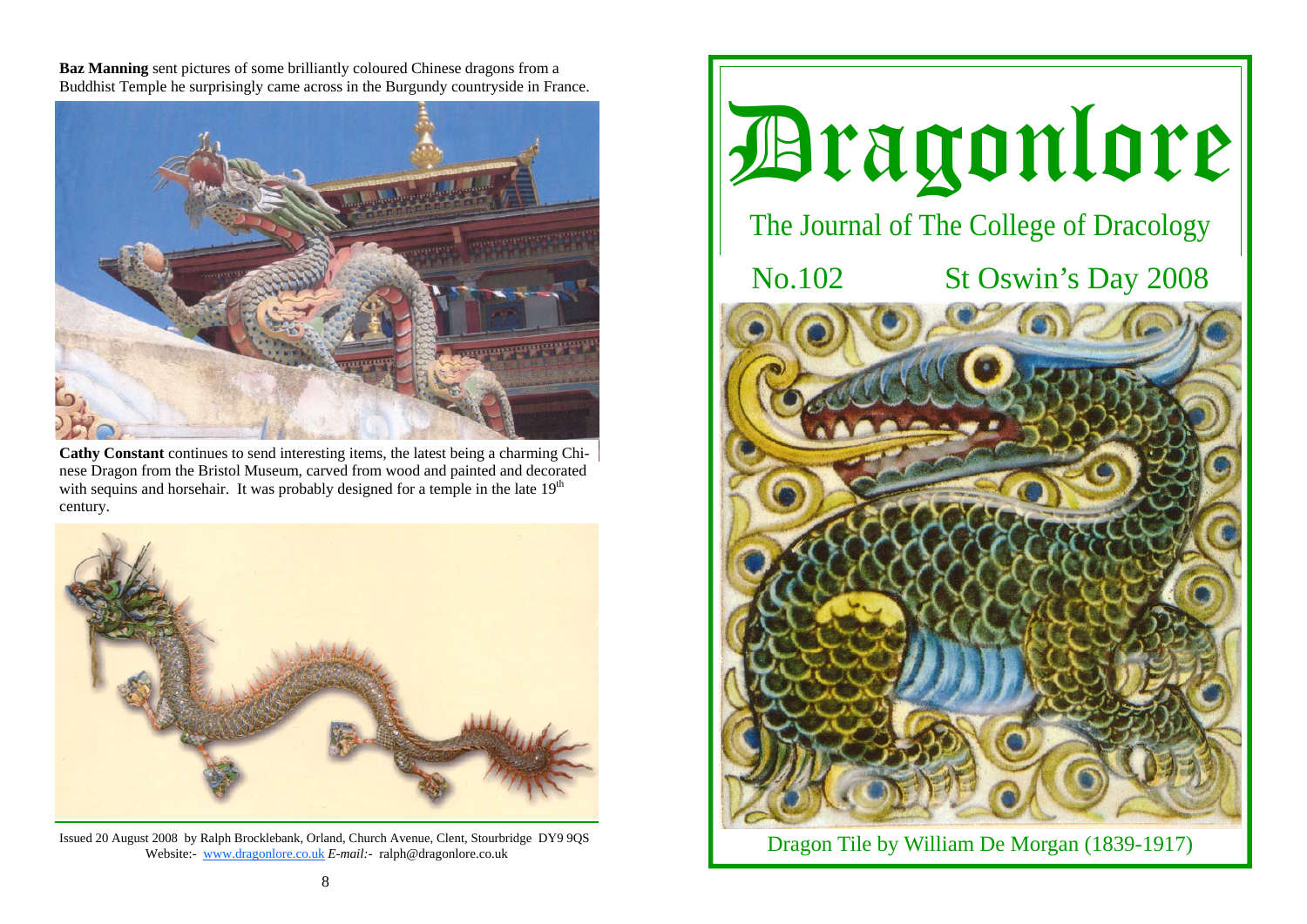**Baz Manning** sent pictures of some brilliantly coloured Chinese dragons from a Buddhist Temple he surprisingly came across in the Burgundy countryside in France.

**Cathy Constant** continues to send interesting items, the latest being a charming Chinese Dragon from the Bristol Museum, carved from wood and painted and decorated with sequins and horsehair. It was probably designed for a temple in the late 19th century.

Issued 20 August 2008 by Ralph Brocklebank, Orland, Church Avenue, Clent, Stourbridge DY9 9QS
Website:- www.dragonlore.co.uk *E-mail:-* ralph@dragonlore.co.uk

# Dragonlore

## The Journal of The College of Dracology

No.102 St Oswin's Day 2008

Dragon Tile by William De Morgan (1839-1917)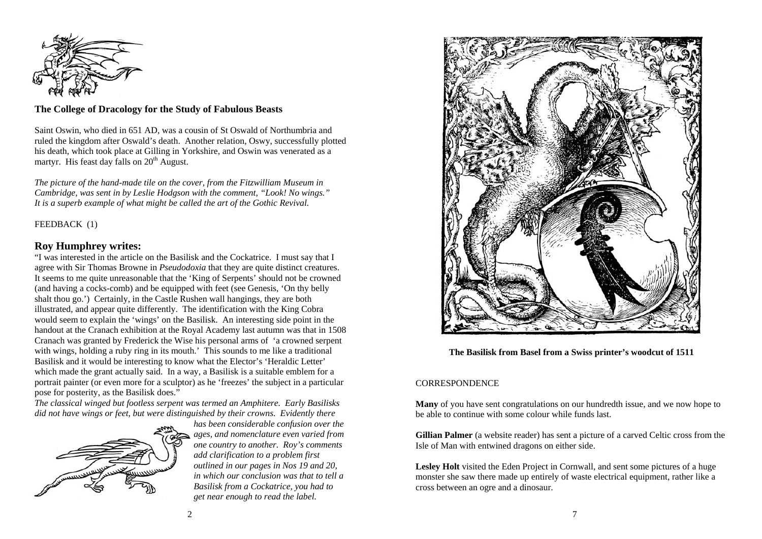## The College of Dracology for the Study of Fabulous Beasts

Saint Oswin, who died in 651 AD, was a cousin of St Oswald of Northumbria and ruled the kingdom after Oswald's death. Another relation, Oswy, successfully plotted his death, which took place at Gilling in Yorkshire, and Oswin was venerated as a martyr. His feast day falls on 20th August.

*The picture of the hand-made tile on the cover, from the Fitzwilliam Museum in Cambridge, was sent in by Leslie Hodgson with the comment, "Look! No wings." It is a superb example of what might be called the art of the Gothic Revival.*

FEEDBACK (1)

### Roy Humphrey writes:

"I was interested in the article on the Basilisk and the Cockatrice. I must say that I agree with Sir Thomas Browne in *Pseudodoxia* that they are quite distinct creatures. It seems to me quite unreasonable that the 'King of Serpents' should not be crowned (and having a cocks-comb) and be equipped with feet (see Genesis, 'On thy belly shalt thou go.') Certainly, in the Castle Rushen wall hangings, they are both illustrated, and appear quite differently. The identification with the King Cobra would seem to explain the 'wings' on the Basilisk. An interesting side point in the handout at the Cranach exhibition at the Royal Academy last autumn was that in 1508 Cranach was granted by Frederick the Wise his personal arms of 'a crowned serpent with wings, holding a ruby ring in its mouth.' This sounds to me like a traditional Basilisk and it would be interesting to know what the Elector's 'Heraldic Letter' which made the grant actually said. In a way, a Basilisk is a suitable emblem for a portrait painter (or even more for a sculptor) as he 'freezes' the subject in a particular pose for posterity, as the Basilisk does."

*The classical winged but footless serpent was termed an Amphitere. Early Basilisks did not have wings or feet, but were distinguished by their crowns. Evidently there has been considerable confusion over the ages, and nomenclature even varied from one country to another. Roy's comments add clarification to a problem first outlined in our pages in Nos 19 and 20, in which our conclusion was that to tell a Basilisk from a Cockatrice, you had to get near enough to read the label.*

**The Basilisk from Basel from a Swiss printer's woodcut of 1511**

CORRESPONDENCE

**Many** of you have sent congratulations on our hundredth issue, and we now hope to be able to continue with some colour while funds last.

**Gillian Palmer** (a website reader) has sent a picture of a carved Celtic cross from the Isle of Man with entwined dragons on either side.

**Lesley Holt** visited the Eden Project in Cornwall, and sent some pictures of a huge monster she saw there made up entirely of waste electrical equipment, rather like a cross between an ogre and a dinosaur.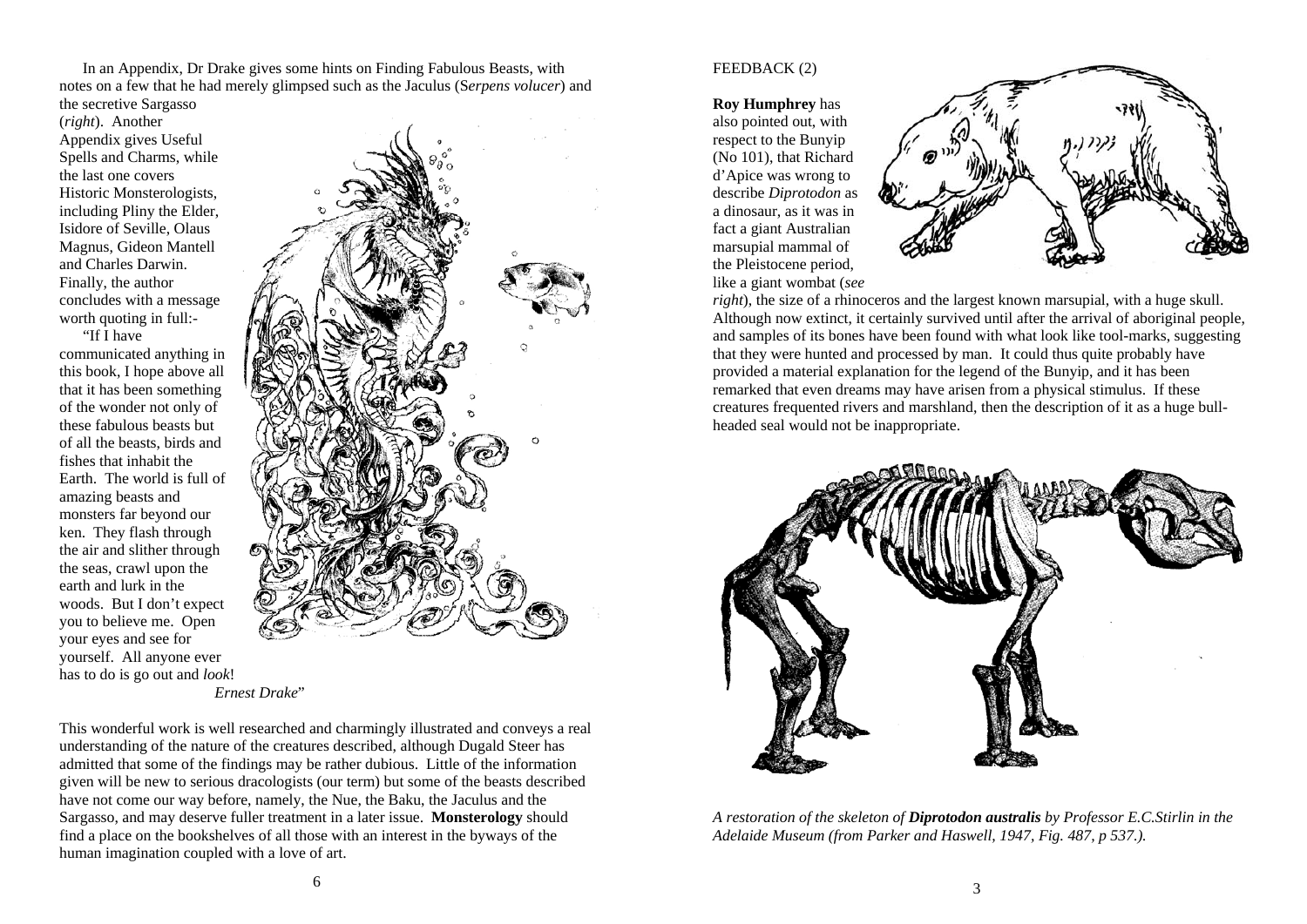In an Appendix, Dr Drake gives some hints on Finding Fabulous Beasts, with notes on a few that he had merely glimpsed such as the Jaculus (*Serpens volucer*) and the secretive Sargasso (*right*). Another Appendix gives Useful Spells and Charms, while the last one covers Historic Monsterologists, including Pliny the Elder, Isidore of Seville, Olaus Magnus, Gideon Mantell and Charles Darwin. Finally, the author concludes with a message worth quoting in full:-

"If I have communicated anything in this book, I hope above all that it has been something of the wonder not only of these fabulous beasts but of all the beasts, birds and fishes that inhabit the Earth. The world is full of amazing beasts and monsters far beyond our ken. They flash through the air and slither through the seas, crawl upon the earth and lurk in the woods. But I don't expect you to believe me. Open your eyes and see for yourself. All anyone ever has to do is go out and *look*!

*Ernest Drake*"

This wonderful work is well researched and charmingly illustrated and conveys a real understanding of the nature of the creatures described, although Dugald Steer has admitted that some of the findings may be rather dubious. Little of the information given will be new to serious dracologists (our term) but some of the beasts described have not come our way before, namely, the Nue, the Baku, the Jaculus and the Sargasso, and may deserve fuller treatment in a later issue. **Monsterology** should find a place on the bookshelves of all those with an interest in the byways of the human imagination coupled with a love of art.

FEEDBACK (2)

**Roy Humphrey** has also pointed out, with respect to the Bunyip (No 101), that Richard d'Apice was wrong to describe *Diprotodon* as a dinosaur, as it was in fact a giant Australian marsupial mammal of the Pleistocene period, like a giant wombat (*see right*), the size of a rhinoceros and the largest known marsupial, with a huge skull. Although now extinct, it certainly survived until after the arrival of aboriginal people, and samples of its bones have been found with what look like tool-marks, suggesting that they were hunted and processed by man. It could thus quite probably have provided a material explanation for the legend of the Bunyip, and it has been remarked that even dreams may have arisen from a physical stimulus. If these creatures frequented rivers and marshland, then the description of it as a huge bull-headed seal would not be inappropriate.

*A restoration of the skeleton of **Diprotodon australis** by Professor E.C.Stirlin in the Adelaide Museum (from Parker and Haswell, 1947, Fig. 487, p 537.).*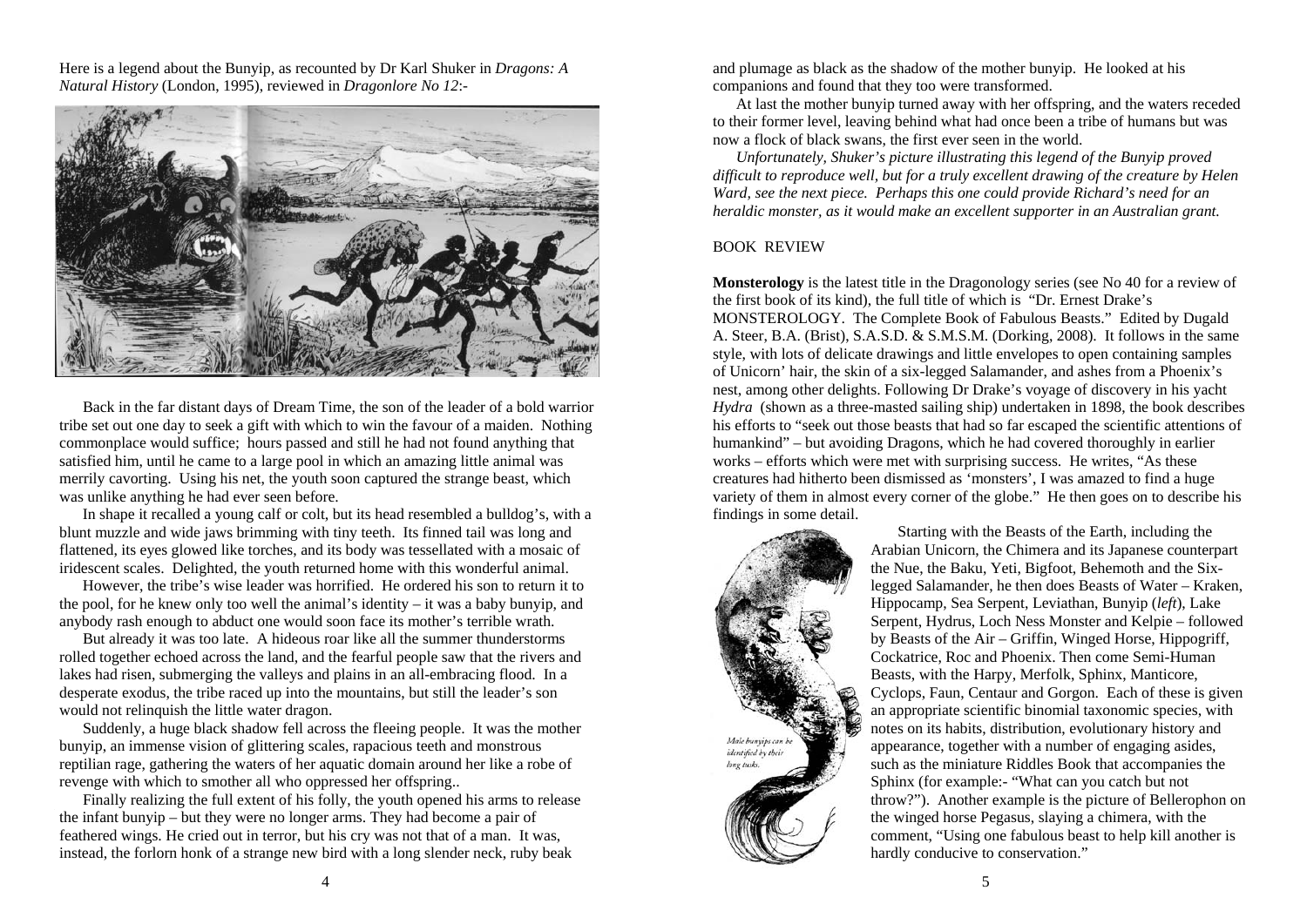Here is a legend about the Bunyip, as recounted by Dr Karl Shuker in *Dragons: A Natural History* (London, 1995), reviewed in *Dragonlore No 12*:-

Back in the far distant days of Dream Time, the son of the leader of a bold warrior tribe set out one day to seek a gift with which to win the favour of a maiden. Nothing commonplace would suffice; hours passed and still he had not found anything that satisfied him, until he came to a large pool in which an amazing little animal was merrily cavorting. Using his net, the youth soon captured the strange beast, which was unlike anything he had ever seen before.

In shape it recalled a young calf or colt, but its head resembled a bulldog's, with a blunt muzzle and wide jaws brimming with tiny teeth. Its finned tail was long and flattened, its eyes glowed like torches, and its body was tessellated with a mosaic of iridescent scales. Delighted, the youth returned home with this wonderful animal.

However, the tribe's wise leader was horrified. He ordered his son to return it to the pool, for he knew only too well the animal's identity – it was a baby bunyip, and anybody rash enough to abduct one would soon face its mother's terrible wrath.

But already it was too late. A hideous roar like all the summer thunderstorms rolled together echoed across the land, and the fearful people saw that the rivers and lakes had risen, submerging the valleys and plains in an all-embracing flood. In a desperate exodus, the tribe raced up into the mountains, but still the leader's son would not relinquish the little water dragon.

Suddenly, a huge black shadow fell across the fleeing people. It was the mother bunyip, an immense vision of glittering scales, rapacious teeth and monstrous reptilian rage, gathering the waters of her aquatic domain around her like a robe of revenge with which to smother all who oppressed her offspring..

Finally realizing the full extent of his folly, the youth opened his arms to release the infant bunyip – but they were no longer arms. They had become a pair of feathered wings. He cried out in terror, but his cry was not that of a man. It was, instead, the forlorn honk of a strange new bird with a long slender neck, ruby beak and plumage as black as the shadow of the mother bunyip. He looked at his companions and found that they too were transformed.

At last the mother bunyip turned away with her offspring, and the waters receded to their former level, leaving behind what had once been a tribe of humans but was now a flock of black swans, the first ever seen in the world.

*Unfortunately, Shuker's picture illustrating this legend of the Bunyip proved difficult to reproduce well, but for a truly excellent drawing of the creature by Helen Ward, see the next piece. Perhaps this one could provide Richard's need for an heraldic monster, as it would make an excellent supporter in an Australian grant.*

## BOOK REVIEW

**Monsterology** is the latest title in the Dragonology series (see No 40 for a review of the first book of its kind), the full title of which is "Dr. Ernest Drake's MONSTEROLOGY. The Complete Book of Fabulous Beasts." Edited by Dugald A. Steer, B.A. (Brist), S.A.S.D. & S.M.S.M. (Dorking, 2008). It follows in the same style, with lots of delicate drawings and little envelopes to open containing samples of Unicorn' hair, the skin of a six-legged Salamander, and ashes from a Phoenix's nest, among other delights. Following Dr Drake's voyage of discovery in his yacht *Hydra* (shown as a three-masted sailing ship) undertaken in 1898, the book describes his efforts to "seek out those beasts that had so far escaped the scientific attentions of humankind" – but avoiding Dragons, which he had covered thoroughly in earlier works – efforts which were met with surprising success. He writes, "As these creatures had hitherto been dismissed as 'monsters', I was amazed to find a huge variety of them in almost every corner of the globe." He then goes on to describe his findings in some detail.

*Male bunyips can be identified by their long tusks.*

Starting with the Beasts of the Earth, including the Arabian Unicorn, the Chimera and its Japanese counterpart the Nue, the Baku, Yeti, Bigfoot, Behemoth and the Six-legged Salamander, he then does Beasts of Water – Kraken, Hippocamp, Sea Serpent, Leviathan, Bunyip (*left*), Lake Serpent, Hydrus, Loch Ness Monster and Kelpie – followed by Beasts of the Air – Griffin, Winged Horse, Hippogriff, Cockatrice, Roc and Phoenix. Then come Semi-Human Beasts, with the Harpy, Merfolk, Sphinx, Manticore, Cyclops, Faun, Centaur and Gorgon. Each of these is given an appropriate scientific binomial taxonomic species, with notes on its habits, distribution, evolutionary history and appearance, together with a number of engaging asides, such as the miniature Riddles Book that accompanies the Sphinx (for example:- "What can you catch but not throw?"). Another example is the picture of Bellerophon on the winged horse Pegasus, slaying a chimera, with the comment, "Using one fabulous beast to help kill another is hardly conducive to conservation."